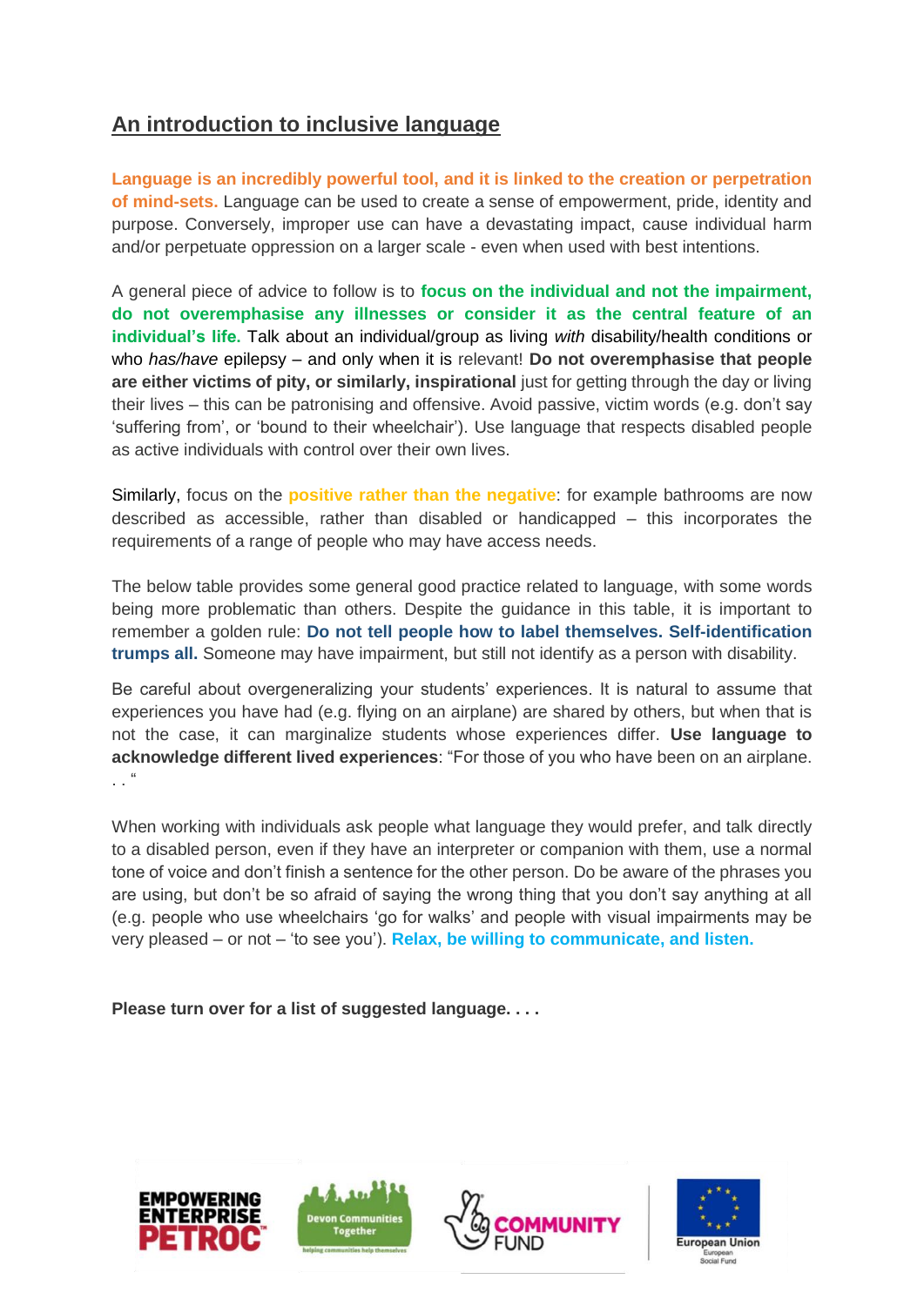## An introduction to inclusive language

**Language is an incredibly powerful tool, and it is linked to the creation or perpetration of mind-sets.** Language can be used to create a sense of empowerment, pride, identity and purpose. Conversely, improper use can have a devastating impact, cause individual harm and/or perpetuate oppression on a larger scale - even when used with best intentions.

A general piece of advice to follow is to **focus on the individual and not the impairment, do not overemphasise any illnesses or consider it as the central feature of an individual's life.** Talk about an individual/group as living *with* disability/health conditions or who *has/have* epilepsy – and only when it is relevant! **Do not overemphasise that people are either victims of pity, or similarly, inspirational** just for getting through the day or living their lives – this can be patronising and offensive. Avoid passive, victim words (e.g. don't say 'suffering from', or 'bound to their wheelchair'). Use language that respects disabled people as active individuals with control over their own lives.

Similarly, focus on the **positive rather than the negative**: for example bathrooms are now described as accessible, rather than disabled or handicapped – this incorporates the requirements of a range of people who may have access needs.

The below table provides some general good practice related to language, with some words being more problematic than others. Despite the guidance in this table, it is important to remember a golden rule: **Do not tell people how to label themselves. Self-identification trumps all.** Someone may have impairment, but still not identify as a person with disability.

Be careful about overgeneralizing your students' experiences. It is natural to assume that experiences you have had (e.g. flying on an airplane) are shared by others, but when that is not the case, it can marginalize students whose experiences differ. **Use language to acknowledge different lived experiences**: "For those of you who have been on an airplane. . . "

When working with individuals ask people what language they would prefer, and talk directly to a disabled person, even if they have an interpreter or companion with them, use a normal tone of voice and don't finish a sentence for the other person. Do be aware of the phrases you are using, but don't be so afraid of saying the wrong thing that you don't say anything at all (e.g. people who use wheelchairs 'go for walks' and people with visual impairments may be very pleased – or not – 'to see you'). **Relax, be willing to communicate, and listen.**

**Please turn over for a list of suggested language. . . .**

EMPOWERING ENTERPRISE PETROC | Devon Communities Together | COMMUNITY FUND | European Union European Social Fund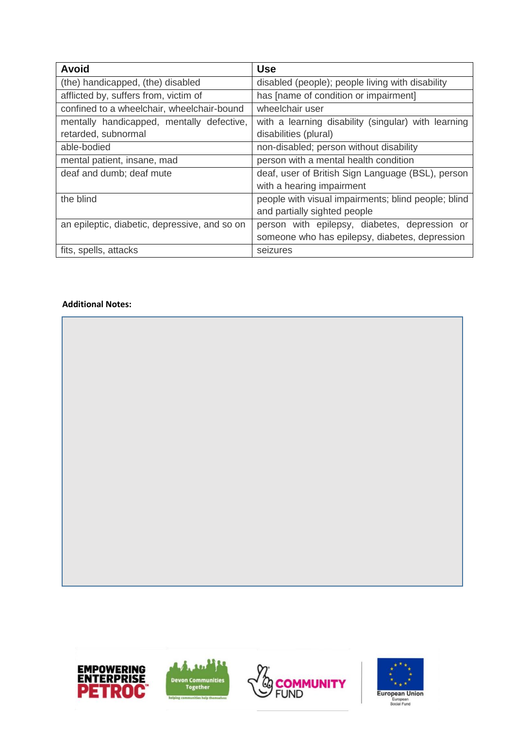| Avoid | Use |
|---|---|
| (the) handicapped, (the) disabled | disabled (people); people living with disability |
| afflicted by, suffers from, victim of | has [name of condition or impairment] |
| confined to a wheelchair, wheelchair-bound | wheelchair user |
| mentally handicapped, mentally defective, retarded, subnormal | with a learning disability (singular) with learning disabilities (plural) |
| able-bodied | non-disabled; person without disability |
| mental patient, insane, mad | person with a mental health condition |
| deaf and dumb; deaf mute | deaf, user of British Sign Language (BSL), person with a hearing impairment |
| the blind | people with visual impairments; blind people; blind and partially sighted people |
| an epileptic, diabetic, depressive, and so on | person with epilepsy, diabetes, depression or someone who has epilepsy, diabetes, depression |
| fits, spells, attacks | seizures |

**Additional Notes:**